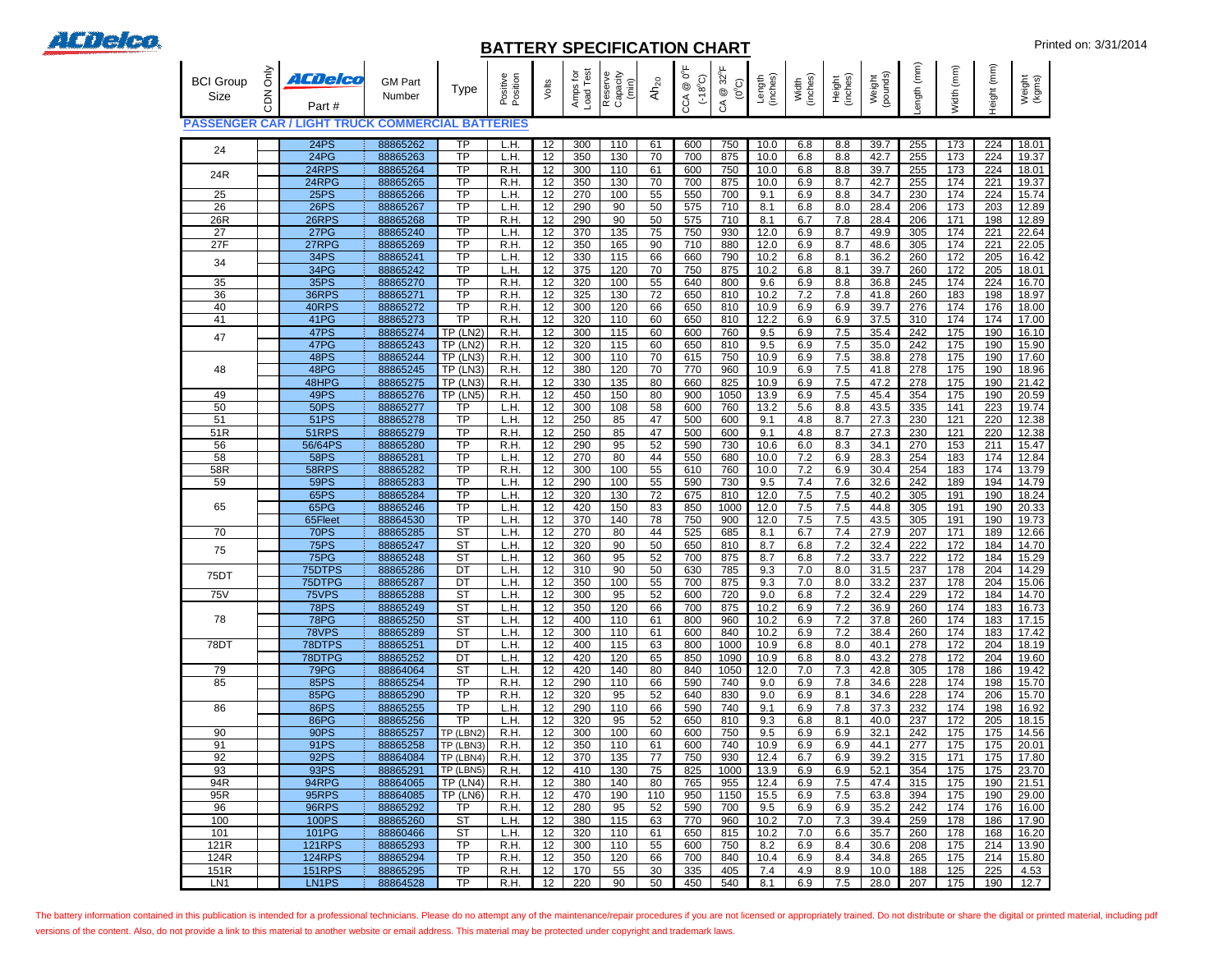# BATTERY SPECIFICATION CHART

## PASSENGER CAR / LIGHT TRUCK COMMERCIAL BATTERIES

| BCI Group Size | CDN Only | ACDelco Part # | GM Part Number | Type | Positive Position | Volts | Amps for Load Test | Reserve Capacity (min) | $Ah_{20}$ | CCA @ 0°F (-18°C) | CA @ 32°F (0°C) | Length (inches) | Width (inches) | Height (inches) | Weight (pounds) | Length (mm) | Width (mm) | Height (mm) | Weight (kgms) |
|---|---|---|---|---|---|---|---|---|---|---|---|---|---|---|---|---|---|---|---|
| 24 | | 24PS | 88865262 | TP | L.H. | 12 | 300 | 110 | 61 | 600 | 750 | 10.0 | 6.8 | 8.8 | 39.7 | 255 | 173 | 224 | 18.01 |
| | | 24PG | 88865263 | TP | L.H. | 12 | 350 | 130 | 70 | 700 | 875 | 10.0 | 6.8 | 8.8 | 42.7 | 255 | 173 | 224 | 19.37 |
| 24R | | 24RPS | 88865264 | TP | R.H. | 12 | 300 | 110 | 61 | 600 | 750 | 10.0 | 6.8 | 8.8 | 39.7 | 255 | 173 | 224 | 18.01 |
| | | 24RPG | 88865265 | TP | R.H. | 12 | 350 | 130 | 70 | 700 | 875 | 10.0 | 6.9 | 8.7 | 42.7 | 255 | 174 | 221 | 19.37 |
| 25 | | 25PS | 88865266 | TP | L.H. | 12 | 270 | 100 | 55 | 550 | 700 | 9.1 | 6.9 | 8.8 | 34.7 | 230 | 174 | 224 | 15.74 |
| 26 | | 26PS | 88865267 | TP | L.H. | 12 | 290 | 90 | 50 | 575 | 710 | 8.1 | 6.8 | 8.0 | 28.4 | 206 | 173 | 203 | 12.89 |
| 26R | | 26RPS | 88865268 | TP | R.H. | 12 | 290 | 90 | 50 | 575 | 710 | 8.1 | 6.7 | 7.8 | 28.4 | 206 | 171 | 198 | 12.89 |
| 27 | | 27PG | 88865240 | TP | L.H. | 12 | 370 | 135 | 75 | 750 | 930 | 12.0 | 6.9 | 8.7 | 49.9 | 305 | 174 | 221 | 22.64 |
| 27F | | 27RPG | 88865269 | TP | R.H. | 12 | 350 | 165 | 90 | 710 | 880 | 12.0 | 6.9 | 8.7 | 48.6 | 305 | 174 | 221 | 22.05 |
| 34 | | 34PS | 88865241 | TP | L.H. | 12 | 330 | 115 | 66 | 660 | 790 | 10.2 | 6.8 | 8.1 | 36.2 | 260 | 172 | 205 | 16.42 |
| | | 34PG | 88865242 | TP | L.H. | 12 | 375 | 120 | 70 | 750 | 875 | 10.2 | 6.8 | 8.1 | 39.7 | 260 | 172 | 205 | 18.01 |
| 35 | | 35PS | 88865270 | TP | R.H. | 12 | 320 | 100 | 55 | 640 | 800 | 9.6 | 6.9 | 8.8 | 36.8 | 245 | 174 | 224 | 16.70 |
| 36 | | 36RPS | 88865271 | TP | R.H. | 12 | 325 | 130 | 72 | 650 | 810 | 10.2 | 7.2 | 7.8 | 41.8 | 260 | 183 | 198 | 18.97 |
| 40 | | 40RPS | 88865272 | TP | R.H. | 12 | 300 | 120 | 66 | 650 | 810 | 10.9 | 6.9 | 6.9 | 39.7 | 276 | 174 | 176 | 18.00 |
| 41 | | 41PG | 88865273 | TP | R.H. | 12 | 320 | 110 | 60 | 650 | 810 | 12.2 | 6.9 | 6.9 | 37.5 | 310 | 174 | 174 | 17.00 |
| 47 | | 47PS | 88865274 | TP (LN2) | R.H. | 12 | 300 | 115 | 60 | 600 | 760 | 9.5 | 6.9 | 7.5 | 35.4 | 242 | 175 | 190 | 16.10 |
| | | 47PG | 88865243 | TP (LN2) | R.H. | 12 | 320 | 115 | 60 | 650 | 810 | 9.5 | 6.9 | 7.5 | 35.0 | 242 | 175 | 190 | 15.90 |
| 48 | | 48PS | 88865244 | TP (LN3) | R.H. | 12 | 300 | 110 | 70 | 615 | 750 | 10.9 | 6.9 | 7.5 | 38.8 | 278 | 175 | 190 | 17.60 |
| | | 48PG | 88865245 | TP (LN3) | R.H. | 12 | 380 | 120 | 70 | 770 | 960 | 10.9 | 6.9 | 7.5 | 41.8 | 278 | 175 | 190 | 18.96 |
| | | 48HPG | 88865275 | TP (LN3) | R.H. | 12 | 330 | 135 | 80 | 660 | 825 | 10.9 | 6.9 | 7.5 | 47.2 | 278 | 175 | 190 | 21.42 |
| 49 | | 49PS | 88865276 | TP (LN5) | R.H. | 12 | 450 | 150 | 80 | 900 | 1050 | 13.9 | 6.9 | 7.5 | 45.4 | 354 | 175 | 190 | 20.59 |
| 50 | | 50PS | 88865277 | TP | L.H. | 12 | 300 | 108 | 58 | 600 | 760 | 13.2 | 5.6 | 8.8 | 43.5 | 335 | 141 | 223 | 19.74 |
| 51 | | 51PS | 88865278 | TP | L.H. | 12 | 250 | 85 | 47 | 500 | 600 | 9.1 | 4.8 | 8.7 | 27.3 | 230 | 121 | 220 | 12.38 |
| 51R | | 51RPS | 88865279 | TP | R.H. | 12 | 250 | 85 | 47 | 500 | 600 | 9.1 | 4.8 | 8.7 | 27.3 | 230 | 121 | 220 | 12.38 |
| 56 | | 56/64PS | 88865280 | TP | R.H. | 12 | 290 | 95 | 52 | 590 | 730 | 10.6 | 6.0 | 8.3 | 34.1 | 270 | 153 | 211 | 15.47 |
| 58 | | 58PS | 88865281 | TP | L.H. | 12 | 270 | 80 | 44 | 550 | 680 | 10.0 | 7.2 | 6.9 | 28.3 | 254 | 183 | 174 | 12.84 |
| 58R | | 58RPS | 88865282 | TP | R.H. | 12 | 300 | 100 | 55 | 610 | 760 | 10.0 | 7.2 | 6.9 | 30.4 | 254 | 183 | 174 | 13.79 |
| 59 | | 59PS | 88865283 | TP | L.H. | 12 | 290 | 100 | 55 | 590 | 730 | 9.5 | 7.4 | 7.6 | 32.6 | 242 | 189 | 194 | 14.79 |
| 65 | | 65PS | 88865284 | TP | L.H. | 12 | 320 | 130 | 72 | 675 | 810 | 12.0 | 7.5 | 7.5 | 40.2 | 305 | 191 | 190 | 18.24 |
| | | 65PG | 88865246 | TP | L.H. | 12 | 420 | 150 | 83 | 850 | 1000 | 12.0 | 7.5 | 7.5 | 44.8 | 305 | 191 | 190 | 20.33 |
| | | 65Fleet | 88864530 | TP | L.H. | 12 | 370 | 140 | 78 | 750 | 900 | 12.0 | 7.5 | 7.5 | 43.5 | 305 | 191 | 190 | 19.73 |
| 70 | | 70PS | 88865285 | ST | L.H. | 12 | 270 | 80 | 44 | 525 | 685 | 8.1 | 6.7 | 7.4 | 27.9 | 207 | 171 | 189 | 12.66 |
| 75 | | 75PS | 88865247 | ST | L.H. | 12 | 320 | 90 | 50 | 650 | 810 | 8.7 | 6.8 | 7.2 | 32.4 | 222 | 172 | 184 | 14.70 |
| | | 75PG | 88865248 | ST | L.H. | 12 | 360 | 95 | 52 | 700 | 875 | 8.7 | 6.8 | 7.2 | 33.7 | 222 | 172 | 184 | 15.29 |
| 75DT | | 75DTPS | 88865286 | DT | L.H. | 12 | 310 | 90 | 50 | 630 | 785 | 9.3 | 7.0 | 8.0 | 31.5 | 237 | 178 | 204 | 14.29 |
| | | 75DTPG | 88865287 | DT | L.H. | 12 | 350 | 100 | 55 | 700 | 875 | 9.3 | 7.0 | 8.0 | 33.2 | 237 | 178 | 204 | 15.06 |
| 75V | | 75VPS | 88865288 | ST | L.H. | 12 | 300 | 95 | 52 | 600 | 720 | 9.0 | 6.8 | 7.2 | 32.4 | 229 | 172 | 184 | 14.70 |
| 78 | | 78PS | 88865249 | ST | L.H. | 12 | 350 | 120 | 66 | 700 | 875 | 10.2 | 6.9 | 7.2 | 36.9 | 260 | 174 | 183 | 16.73 |
| | | 78PG | 88865250 | ST | L.H. | 12 | 400 | 110 | 61 | 800 | 960 | 10.2 | 6.9 | 7.2 | 37.8 | 260 | 174 | 183 | 17.15 |
| | | 78VPS | 88865289 | ST | L.H. | 12 | 300 | 110 | 61 | 600 | 840 | 10.2 | 6.9 | 7.2 | 38.4 | 260 | 174 | 183 | 17.42 |
| 78DT | | 78DTPS | 88865251 | DT | L.H. | 12 | 400 | 115 | 63 | 800 | 1000 | 10.9 | 6.8 | 8.0 | 40.1 | 278 | 172 | 204 | 18.19 |
| | | 78DTPG | 88865252 | DT | L.H. | 12 | 420 | 120 | 65 | 850 | 1090 | 10.9 | 6.8 | 8.0 | 43.2 | 278 | 172 | 204 | 19.60 |
| 79 | | 79PG | 88864064 | ST | L.H. | 12 | 420 | 140 | 80 | 840 | 1050 | 12.0 | 7.0 | 7.3 | 42.8 | 305 | 178 | 186 | 19.42 |
| 85 | | 85PS | 88865254 | TP | R.H. | 12 | 290 | 110 | 66 | 590 | 740 | 9.0 | 6.9 | 7.8 | 34.6 | 228 | 174 | 198 | 15.70 |
| | | 85PG | 88865290 | TP | R.H. | 12 | 320 | 95 | 52 | 640 | 830 | 9.0 | 6.9 | 8.1 | 34.6 | 228 | 174 | 206 | 15.70 |
| 86 | | 86PS | 88865255 | TP | L.H. | 12 | 290 | 110 | 66 | 590 | 740 | 9.1 | 6.9 | 7.8 | 37.3 | 232 | 174 | 198 | 16.92 |
| | | 86PG | 88865256 | TP | L.H. | 12 | 320 | 95 | 52 | 650 | 810 | 9.3 | 6.8 | 8.1 | 40.0 | 237 | 172 | 205 | 18.15 |
| 90 | | 90PS | 88865257 | TP (LBN2) | R.H. | 12 | 300 | 100 | 60 | 600 | 750 | 9.5 | 6.9 | 6.9 | 32.1 | 242 | 175 | 175 | 14.56 |
| 91 | | 91PS | 88865258 | TP (LBN3) | R.H. | 12 | 350 | 110 | 61 | 600 | 740 | 10.9 | 6.9 | 6.9 | 44.1 | 277 | 175 | 175 | 20.01 |
| 92 | | 92PS | 88864084 | TP (LBN4) | R.H. | 12 | 370 | 135 | 77 | 750 | 930 | 12.4 | 6.7 | 6.9 | 39.2 | 315 | 171 | 175 | 17.80 |
| 93 | | 93PS | 88865291 | TP (LBN5) | R.H. | 12 | 410 | 130 | 75 | 825 | 1000 | 13.9 | 6.9 | 6.9 | 52.1 | 354 | 175 | 175 | 23.70 |
| 94R | | 94RPG | 88864065 | TP (LN4) | R.H. | 12 | 380 | 140 | 80 | 765 | 955 | 12.4 | 6.9 | 7.5 | 47.4 | 315 | 175 | 190 | 21.51 |
| 95R | | 95RPS | 88864085 | TP (LN6) | R.H. | 12 | 470 | 190 | 110 | 950 | 1150 | 15.5 | 6.9 | 7.5 | 63.8 | 394 | 175 | 190 | 29.00 |
| 96 | | 96RPS | 88865292 | TP | R.H. | 12 | 280 | 95 | 52 | 590 | 700 | 9.5 | 6.9 | 6.9 | 35.2 | 242 | 174 | 176 | 16.00 |
| 100 | | 100PS | 88865260 | ST | L.H. | 12 | 380 | 115 | 63 | 770 | 960 | 10.2 | 7.0 | 7.3 | 39.4 | 259 | 178 | 186 | 17.90 |
| 101 | | 101PG | 88860466 | ST | L.H. | 12 | 320 | 110 | 61 | 650 | 815 | 10.2 | 7.0 | 6.6 | 35.7 | 260 | 178 | 168 | 16.20 |
| 121R | | 121RPS | 88865293 | TP | R.H. | 12 | 300 | 110 | 55 | 600 | 750 | 8.2 | 6.9 | 8.4 | 30.6 | 208 | 175 | 214 | 13.90 |
| 124R | | 124RPS | 88865294 | TP | R.H. | 12 | 350 | 120 | 66 | 700 | 840 | 10.4 | 6.9 | 8.4 | 34.8 | 265 | 175 | 214 | 15.80 |
| 151R | | 151RPS | 88865295 | TP | R.H. | 12 | 170 | 55 | 30 | 335 | 405 | 7.4 | 4.9 | 8.9 | 10.0 | 188 | 125 | 225 | 4.53 |
| LN1 | | LN1PS | 88864528 | TP | R.H. | 12 | 220 | 90 | 50 | 450 | 540 | 8.1 | 6.9 | 7.5 | 28.0 | 207 | 175 | 190 | 12.7 |

The battery information contained in this publication is intended for a professional technicians. Please do no attempt any of the maintenance/repair procedures if you are not licensed or appropriately trained. Do not distribute or share the digital or printed material, including pdf versions of the content. Also, do not provide a link to this material to another website or email address. This material may be protected under copyright and trademark laws.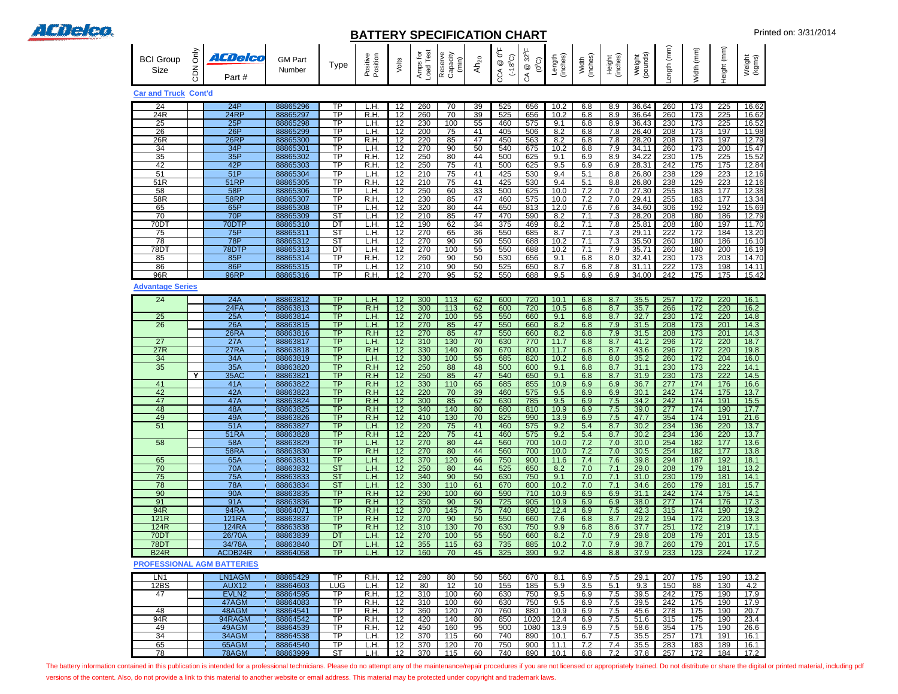# BATTERY SPECIFICATION CHART

| BCI Group Size | CDN Only | ACDelco Part # | GM Part Number | Type | Positive Position | Volts | Amps for Load Test | Reserve Capacity (min) | $Ah_{20}$ | CCA @ 0°F (-18°C) | CA @ 32°F (0°C) | Length (inches) | Width (inches) | Height (inches) | Weight (pounds) | Length (mm) | Width (mm) | Height (mm) | Weight (kgms) |
|---|---|---|---|---|---|---|---|---|---|---|---|---|---|---|---|---|---|---|---|
| **Car and Truck Cont'd** | | | | | | | | | | | | | | | | | | | |
| 24 | | 24P | 88865296 | TP | L.H. | 12 | 260 | 70 | 39 | 525 | 656 | 10.2 | 6.8 | 8.9 | 36.64 | 260 | 173 | 225 | 16.62 |
| 24R | | 24RP | 88865297 | TP | R.H. | 12 | 260 | 70 | 39 | 525 | 656 | 10.2 | 6.8 | 8.9 | 36.64 | 260 | 173 | 225 | 16.62 |
| 25 | | 25P | 88865298 | TP | L.H. | 12 | 230 | 100 | 55 | 460 | 575 | 9.1 | 6.8 | 8.9 | 36.43 | 230 | 173 | 225 | 16.52 |
| 26 | | 26P | 88865299 | TP | L.H. | 12 | 200 | 75 | 41 | 405 | 506 | 8.2 | 6.8 | 7.8 | 26.40 | 208 | 173 | 197 | 11.98 |
| 26R | | 26RP | 88865300 | TP | R.H. | 12 | 220 | 85 | 47 | 450 | 563 | 8.2 | 6.8 | 7.8 | 28.20 | 208 | 173 | 197 | 12.79 |
| 34 | | 34P | 88865301 | TP | L.H. | 12 | 270 | 90 | 50 | 540 | 675 | 10.2 | 6.8 | 7.9 | 34.11 | 260 | 173 | 200 | 15.47 |
| 35 | | 35P | 88865302 | TP | R.H. | 12 | 250 | 80 | 44 | 500 | 625 | 9.1 | 6.9 | 8.9 | 34.22 | 230 | 175 | 225 | 15.52 |
| 42 | | 42P | 88865303 | TP | R.H. | 12 | 250 | 75 | 41 | 500 | 625 | 9.5 | 6.9 | 6.9 | 28.31 | 242 | 175 | 175 | 12.84 |
| 51 | | 51P | 88865304 | TP | L.H. | 12 | 210 | 75 | 41 | 425 | 530 | 9.4 | 5.1 | 8.8 | 26.80 | 238 | 129 | 223 | 12.16 |
| 51R | | 51RP | 88865305 | TP | R.H. | 12 | 210 | 75 | 41 | 425 | 530 | 9.4 | 5.1 | 8.8 | 26.80 | 238 | 129 | 223 | 12.16 |
| 58 | | 58P | 88865306 | TP | L.H. | 12 | 250 | 60 | 33 | 500 | 625 | 10.0 | 7.2 | 7.0 | 27.30 | 255 | 183 | 177 | 12.38 |
| 58R | | 58RP | 88865307 | TP | R.H. | 12 | 230 | 85 | 47 | 460 | 575 | 10.0 | 7.2 | 7.0 | 29.41 | 255 | 183 | 177 | 13.34 |
| 65 | | 65P | 88865308 | TP | L.H. | 12 | 320 | 80 | 44 | 650 | 813 | 12.0 | 7.6 | 7.6 | 34.60 | 306 | 192 | 192 | 15.69 |
| 70 | | 70P | 88865309 | ST | L.H. | 12 | 210 | 85 | 47 | 470 | 590 | 8.2 | 7.1 | 7.3 | 28.20 | 208 | 180 | 186 | 12.79 |
| 70DT | | 70DTP | 88865310 | DT | L.H. | 12 | 190 | 62 | 34 | 375 | 469 | 8.2 | 7.1 | 7.8 | 25.81 | 208 | 180 | 197 | 11.70 |
| 75 | | 75P | 88865311 | ST | L.H. | 12 | 270 | 65 | 36 | 550 | 685 | 8.7 | 7.1 | 7.3 | 29.11 | 222 | 172 | 184 | 13.20 |
| 78 | | 78P | 88865312 | ST | L.H. | 12 | 270 | 90 | 50 | 550 | 688 | 10.2 | 7.1 | 7.3 | 35.50 | 260 | 180 | 186 | 16.10 |
| 78DT | | 78DTP | 88865313 | DT | L.H. | 12 | 270 | 100 | 55 | 550 | 688 | 10.2 | 7.1 | 7.9 | 35.71 | 260 | 180 | 200 | 16.19 |
| 85 | | 85P | 88865314 | TP | R.H. | 12 | 260 | 90 | 50 | 530 | 656 | 9.1 | 6.8 | 8.0 | 32.41 | 230 | 173 | 203 | 14.70 |
| 86 | | 86P | 88865315 | TP | L.H. | 12 | 210 | 90 | 50 | 525 | 650 | 8.7 | 6.8 | 7.8 | 31.11 | 222 | 173 | 198 | 14.11 |
| 96R | | 96RP | 88865316 | TP | R.H. | 12 | 270 | 95 | 52 | 550 | 688 | 9.5 | 6.9 | 6.9 | 34.00 | 242 | 175 | 175 | 15.42 |
| **Advantage Series** | | | | | | | | | | | | | | | | | | | |
| 24 | | 24A | 88863812 | TP | L.H. | 12 | 300 | 113 | 62 | 600 | 720 | 10.1 | 6.8 | 8.7 | 35.5 | 257 | 172 | 220 | 16.1 |
| | | 24FA | 88863813 | TP | R.H | 12 | 300 | 113 | 62 | 600 | 720 | 10.5 | 6.8 | 8.7 | 35.7 | 266 | 172 | 220 | 16.2 |
| 25 | | 25A | 88863814 | TP | L.H. | 12 | 270 | 100 | 55 | 550 | 660 | 9.1 | 6.8 | 8.7 | 32.7 | 230 | 172 | 220 | 14.8 |
| 26 | | 26A | 88863815 | TP | L.H. | 12 | 270 | 85 | 47 | 550 | 660 | 8.2 | 6.8 | 7.9 | 31.5 | 208 | 173 | 201 | 14.3 |
| | | 26RA | 88863816 | TP | R.H | 12 | 270 | 85 | 47 | 550 | 660 | 8.2 | 6.8 | 7.9 | 31.5 | 208 | 173 | 201 | 14.3 |
| 27 | | 27A | 88863817 | TP | L.H. | 12 | 310 | 130 | 70 | 630 | 770 | 11.7 | 6.8 | 8.7 | 41.2 | 296 | 172 | 220 | 18.7 |
| 27R | | 27RA | 88863818 | TP | R.H | 12 | 330 | 140 | 80 | 670 | 800 | 11.7 | 6.8 | 8.7 | 43.6 | 296 | 172 | 220 | 19.8 |
| 34 | | 34A | 88863819 | TP | L.H. | 12 | 330 | 100 | 55 | 685 | 820 | 10.2 | 6.8 | 8.0 | 35.2 | 260 | 172 | 204 | 16.0 |
| 35 | | 35A | 88863820 | TP | R.H | 12 | 250 | 88 | 48 | 500 | 600 | 9.1 | 6.8 | 8.7 | 31.1 | 230 | 173 | 222 | 14.1 |
| | Y | 35AC | 88863821 | TP | R.H | 12 | 250 | 85 | 47 | 540 | 650 | 9.1 | 6.8 | 8.7 | 31.9 | 230 | 173 | 222 | 14.5 |
| 41 | | 41A | 88863822 | TP | R.H | 12 | 330 | 110 | 65 | 685 | 855 | 10.9 | 6.9 | 6.9 | 36.7 | 277 | 174 | 176 | 16.6 |
| 42 | | 42A | 88863823 | TP | R.H | 12 | 220 | 70 | 39 | 460 | 575 | 9.5 | 6.9 | 6.9 | 30.1 | 242 | 174 | 175 | 13.7 |
| 47 | | 47A | 88863824 | TP | R.H | 12 | 300 | 85 | 62 | 630 | 785 | 9.5 | 6.9 | 7.5 | 34.2 | 242 | 174 | 191 | 15.5 |
| 48 | | 48A | 88863825 | TP | R.H | 12 | 340 | 140 | 80 | 680 | 810 | 10.9 | 6.9 | 7.5 | 39.0 | 277 | 174 | 190 | 17.7 |
| 49 | | 49A | 88863826 | TP | R.H | 12 | 410 | 130 | 70 | 825 | 990 | 13.9 | 6.9 | 7.5 | 47.7 | 354 | 174 | 191 | 21.6 |
| 51 | | 51A | 88863827 | TP | L.H. | 12 | 220 | 75 | 41 | 460 | 575 | 9.2 | 5.4 | 8.7 | 30.2 | 234 | 136 | 220 | 13.7 |
| | | 51RA | 88863828 | TP | R.H | 12 | 220 | 75 | 41 | 460 | 575 | 9.2 | 5.4 | 8.7 | 30.2 | 234 | 136 | 220 | 13.7 |
| 58 | | 58A | 88863829 | TP | L.H. | 12 | 270 | 80 | 44 | 560 | 700 | 10.0 | 7.2 | 7.0 | 30.0 | 254 | 182 | 177 | 13.6 |
| | | 58RA | 88863830 | TP | R.H | 12 | 270 | 80 | 44 | 560 | 700 | 10.0 | 7.2 | 7.0 | 30.5 | 254 | 182 | 177 | 13.8 |
| 65 | | 65A | 88863831 | TP | L.H. | 12 | 370 | 120 | 66 | 750 | 900 | 11.6 | 7.4 | 7.6 | 39.8 | 294 | 187 | 192 | 18.1 |
| 70 | | 70A | 88863832 | ST | L.H. | 12 | 250 | 80 | 44 | 525 | 650 | 8.2 | 7.0 | 7.1 | 29.0 | 208 | 179 | 181 | 13.2 |
| 75 | | 75A | 88863833 | ST | L.H. | 12 | 340 | 90 | 50 | 630 | 750 | 9.1 | 7.0 | 7.1 | 31.0 | 230 | 179 | 181 | 14.1 |
| 78 | | 78A | 88863834 | ST | L.H. | 12 | 330 | 110 | 61 | 670 | 800 | 10.2 | 7.0 | 7.1 | 34.6 | 260 | 179 | 181 | 15.7 |
| 90 | | 90A | 88863835 | TP | R.H | 12 | 290 | 100 | 60 | 590 | 710 | 10.9 | 6.9 | 6.9 | 31.1 | 242 | 174 | 175 | 14.1 |
| 91 | | 91A | 88863836 | TP | R.H | 12 | 350 | 90 | 50 | 725 | 905 | 10.9 | 6.9 | 6.9 | 38.0 | 277 | 174 | 176 | 17.3 |
| 94R | | 94RA | 88864071 | TP | R.H | 12 | 370 | 145 | 75 | 740 | 890 | 12.4 | 6.9 | 7.5 | 42.3 | 315 | 174 | 190 | 19.2 |
| 121R | | 121RA | 88863837 | TP | R.H | 12 | 270 | 90 | 50 | 550 | 660 | 7.6 | 6.8 | 8.7 | 29.2 | 194 | 172 | 220 | 13.3 |
| 124R | | 124RA | 88863838 | TP | R.H | 12 | 310 | 130 | 70 | 630 | 750 | 9.9 | 6.8 | 8.6 | 37.7 | 251 | 172 | 219 | 17.1 |
| 70DT | | 26/70A | 88863839 | DT | L.H. | 12 | 270 | 100 | 55 | 550 | 660 | 8.2 | 7.0 | 7.9 | 29.8 | 208 | 179 | 201 | 13.5 |
| 78DT | | 34/78A | 88863840 | DT | L.H. | 12 | 355 | 115 | 63 | 735 | 885 | 10.2 | 7.0 | 7.9 | 38.7 | 260 | 179 | 201 | 17.5 |
| B24R | | ACDB24R | 88864058 | TP | L.H. | 12 | 160 | 70 | 45 | 325 | 390 | 9.2 | 4.8 | 8.8 | 37.9 | 233 | 123 | 224 | 17.2 |
| **PROFESSIONAL AGM BATTERIES** | | | | | | | | | | | | | | | | | | | |
| LN1 | | LN1AGM | 88865429 | TP | R.H. | 12 | 280 | 80 | 50 | 560 | 670 | 8.1 | 6.9 | 7.5 | 29.1 | 207 | 175 | 190 | 13.2 |
| 12BS | | AUX12 | 88864603 | LUG | L.H. | 12 | 80 | 12 | 10 | 155 | 185 | 5.9 | 3.5 | 5.1 | 9.3 | 150 | 88 | 130 | 4.2 |
| 47 | | EVLN2 | 88864595 | TP | R.H. | 12 | 310 | 100 | 60 | 630 | 750 | 9.5 | 6.9 | 7.5 | 39.5 | 242 | 175 | 190 | 17.9 |
| | | 47AGM | 88864083 | TP | R.H. | 12 | 310 | 100 | 60 | 630 | 750 | 9.5 | 6.9 | 7.5 | 39.5 | 242 | 175 | 190 | 17.9 |
| 48 | | 48AGM | 88864541 | TP | R.H. | 12 | 360 | 120 | 70 | 760 | 880 | 10.9 | 6.9 | 7.5 | 45.6 | 278 | 175 | 190 | 20.7 |
| 94R | | 94RAGM | 88864542 | TP | R.H. | 12 | 420 | 140 | 80 | 850 | 1020 | 12.4 | 6.9 | 7.5 | 51.6 | 315 | 175 | 190 | 23.4 |
| 49 | | 49AGM | 88864539 | TP | R.H. | 12 | 450 | 160 | 95 | 900 | 1080 | 13.9 | 6.9 | 7.5 | 58.6 | 354 | 175 | 190 | 26.6 |
| 34 | | 34AGM | 88864538 | TP | L.H. | 12 | 370 | 115 | 60 | 740 | 890 | 10.1 | 6.7 | 7.5 | 35.5 | 257 | 171 | 191 | 16.1 |
| 65 | | 65AGM | 88864540 | TP | L.H. | 12 | 370 | 120 | 70 | 750 | 900 | 11.1 | 7.2 | 7.4 | 35.5 | 283 | 183 | 189 | 16.1 |
| 78 | | 78AGM | 88863999 | ST | L.H. | 12 | 370 | 115 | 60 | 740 | 890 | 10.1 | 6.8 | 7.2 | 37.8 | 257 | 172 | 184 | 17.2 |

The battery information contained in this publication is intended for a professional technicians. Please do no attempt any of the maintenance/repair procedures if you are not licensed or appropriately trained. Do not distribute or share the digital or printed material, including pdf versions of the content. Also, do not provide a link to this material to another website or email address. This material may be protected under copyright and trademark laws.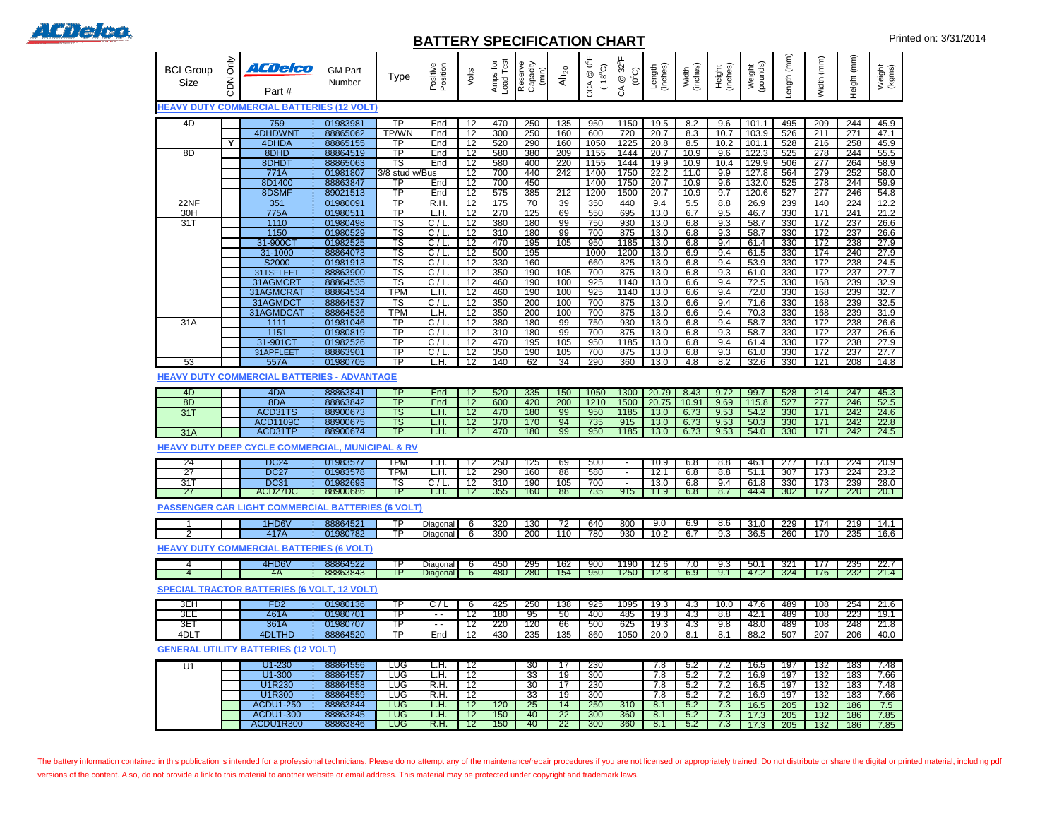ACDelco

# BATTERY SPECIFICATION CHART

Printed on: 3/31/2014

| BCI Group Size | CDN Only | ACDelco Part # | GM Part Number | Type | Positive Position | Volts | Amps for Load Test | Reserve Capacity (min) | $Ah_{20}$ | CCA @ 0°F (-18°C) | CA @ 32°F (0°C) | Length (inches) | Width (inches) | Height (inches) | Weight (pounds) | Length (mm) | Width (mm) | Height (mm) | Weight (kgms) |
|---|---|---|---|---|---|---|---|---|---|---|---|---|---|---|---|---|---|---|---|
| **HEAVY DUTY COMMERCIAL BATTERIES (12 VOLT)** | | | | | | | | | | | | | | | | | | | |
| 4D | | 759 | 01983981 | TP | End | 12 | 470 | 250 | 135 | 950 | 1150 | 19.5 | 8.2 | 9.6 | 101.1 | 495 | 209 | 244 | 45.9 |
| | | 4DHDWNT | 88865062 | TP/WN | End | 12 | 300 | 250 | 160 | 600 | 720 | 20.7 | 8.3 | 10.7 | 103.9 | 526 | 211 | 271 | 47.1 |
| | Y | 4DHDA | 88865155 | TP | End | 12 | 520 | 290 | 160 | 1050 | 1225 | 20.8 | 8.5 | 10.2 | 101.1 | 528 | 216 | 258 | 45.9 |
| 8D | | 8DHD | 88864519 | TP | End | 12 | 580 | 380 | 209 | 1155 | 1444 | 20.7 | 10.9 | 9.6 | 122.3 | 525 | 278 | 244 | 55.5 |
| | | 8DHDT | 88865063 | TS | End | 12 | 580 | 400 | 220 | 1155 | 1444 | 19.9 | 10.9 | 10.4 | 129.9 | 506 | 277 | 264 | 58.9 |
| | | 771A | 01981807 | 3/8 stud w/Bus | | 12 | 700 | 440 | 242 | 1400 | 1750 | 22.2 | 11.0 | 9.9 | 127.8 | 564 | 279 | 252 | 58.0 |
| | | 8D1400 | 88863847 | TP | End | 12 | 700 | 450 | | 1400 | 1750 | 20.7 | 10.9 | 9.6 | 132.0 | 525 | 278 | 244 | 59.9 |
| | | 8DSMF | 89021513 | TP | End | 12 | 575 | 385 | 212 | 1200 | 1500 | 20.7 | 10.9 | 9.7 | 120.6 | 527 | 277 | 246 | 54.8 |
| 22NF | | 351 | 01980091 | TP | R.H. | 12 | 175 | 70 | 39 | 350 | 440 | 9.4 | 5.5 | 8.8 | 26.9 | 239 | 140 | 224 | 12.2 |
| 30H | | 775A | 01980511 | TP | L.H. | 12 | 270 | 125 | 69 | 550 | 695 | 13.0 | 6.7 | 9.5 | 46.7 | 330 | 171 | 241 | 21.2 |
| 31T | | 1110 | 01980498 | TS | C / L. | 12 | 380 | 180 | 99 | 750 | 930 | 13.0 | 6.8 | 9.3 | 58.7 | 330 | 172 | 237 | 26.6 |
| | | 1150 | 01980529 | TS | C / L. | 12 | 310 | 180 | 99 | 700 | 875 | 13.0 | 6.8 | 9.3 | 58.7 | 330 | 172 | 237 | 26.6 |
| | | 31-900CT | 01982525 | TS | C / L. | 12 | 470 | 195 | 105 | 950 | 1185 | 13.0 | 6.8 | 9.4 | 61.4 | 330 | 172 | 238 | 27.9 |
| | | 31-1000 | 88864073 | TS | C / L. | 12 | 500 | 195 | | 1000 | 1200 | 13.0 | 6.9 | 9.4 | 61.5 | 330 | 174 | 240 | 27.9 |
| | | S2000 | 01981913 | TS | C / L. | 12 | 330 | 160 | | 660 | 825 | 13.0 | 6.8 | 9.4 | 53.9 | 330 | 172 | 238 | 24.5 |
| | | 31TSFLEET | 88863900 | TS | C / L. | 12 | 350 | 190 | 105 | 700 | 875 | 13.0 | 6.8 | 9.3 | 61.0 | 330 | 172 | 237 | 27.7 |
| | | 31AGMCRT | 88864535 | TS | C / L. | 12 | 460 | 190 | 100 | 925 | 1140 | 13.0 | 6.6 | 9.4 | 72.5 | 330 | 168 | 239 | 32.9 |
| | | 31AGMCRAT | 88864534 | TPM | L.H. | 12 | 460 | 190 | 100 | 925 | 1140 | 13.0 | 6.6 | 9.4 | 72.0 | 330 | 168 | 239 | 32.7 |
| | | 31AGMDCT | 88864537 | TS | C / L. | 12 | 350 | 200 | 100 | 700 | 875 | 13.0 | 6.6 | 9.4 | 71.6 | 330 | 168 | 239 | 32.5 |
| | | 31AGMDCAT | 88864536 | TPM | L.H. | 12 | 350 | 200 | 100 | 700 | 875 | 13.0 | 6.6 | 9.4 | 70.3 | 330 | 168 | 239 | 31.9 |
| 31A | | 1111 | 01981046 | TP | C / L. | 12 | 380 | 180 | 99 | 750 | 930 | 13.0 | 6.8 | 9.4 | 58.7 | 330 | 172 | 238 | 26.6 |
| | | 1151 | 01980819 | TP | C / L. | 12 | 310 | 180 | 99 | 700 | 875 | 13.0 | 6.8 | 9.3 | 58.7 | 330 | 172 | 237 | 26.6 |
| | | 31-901CT | 01982526 | TP | C / L. | 12 | 470 | 195 | 105 | 950 | 1185 | 13.0 | 6.8 | 9.4 | 61.4 | 330 | 172 | 238 | 27.9 |
| | | 31APFLEET | 88863901 | TP | C / L. | 12 | 350 | 190 | 105 | 700 | 875 | 13.0 | 6.8 | 9.3 | 61.0 | 330 | 172 | 237 | 27.7 |
| 53 | | 557A | 01980705 | TP | L.H. | 12 | 140 | 62 | 34 | 290 | 360 | 13.0 | 4.8 | 8.2 | 32.6 | 330 | 121 | 208 | 14.8 |
| **HEAVY DUTY COMMERCIAL BATTERIES - ADVANTAGE** | | | | | | | | | | | | | | | | | | | |
| 4D | | 4DA | 88863841 | TP | End | 12 | 520 | 335 | 150 | 1050 | 1300 | 20.79 | 8.43 | 9.72 | 99.7 | 528 | 214 | 247 | 45.3 |
| 8D | | 8DA | 88863842 | TP | End | 12 | 600 | 420 | 200 | 1210 | 1500 | 20.75 | 10.91 | 9.69 | 115.8 | 527 | 277 | 246 | 52.5 |
| 31T | | ACD31TS | 88900673 | TS | L.H. | 12 | 470 | 180 | 99 | 950 | 1185 | 13.0 | 6.73 | 9.53 | 54.2 | 330 | 171 | 242 | 24.6 |
| | | ACD1109C | 88900675 | TS | L.H. | 12 | 370 | 170 | 94 | 735 | 915 | 13.0 | 6.73 | 9.53 | 50.3 | 330 | 171 | 242 | 22.8 |
| 31A | | ACD31TP | 88900674 | TP | L.H. | 12 | 470 | 180 | 99 | 950 | 1185 | 13.0 | 6.73 | 9.53 | 54.0 | 330 | 171 | 242 | 24.5 |
| **HEAVY DUTY DEEP CYCLE COMMERCIAL, MUNICIPAL & RV** | | | | | | | | | | | | | | | | | | | |
| 24 | | DC24 | 01983577 | TPM | L.H. | 12 | 250 | 125 | 69 | 500 | - | 10.9 | 6.8 | 8.8 | 46.1 | 277 | 173 | 224 | 20.9 |
| 27 | | DC27 | 01983578 | TPM | L.H. | 12 | 290 | 160 | 88 | 580 | - | 12.1 | 6.8 | 8.8 | 51.1 | 307 | 173 | 224 | 23.2 |
| 31T | | DC31 | 01982693 | TS | C / L. | 12 | 310 | 190 | 105 | 700 | - | 13.0 | 6.8 | 9.4 | 61.8 | 330 | 173 | 239 | 28.0 |
| 27 | | ACD27DC | 88900686 | TP | L.H. | 12 | 355 | 160 | 88 | 735 | 915 | 11.9 | 6.8 | 8.7 | 44.4 | 302 | 172 | 220 | 20.1 |
| **PASSENGER CAR LIGHT COMMERCIAL BATTERIES (6 VOLT)** | | | | | | | | | | | | | | | | | | | |
| 1 | | 1HD6V | 88864521 | TP | Diagonal | 6 | 320 | 130 | 72 | 640 | 800 | 9.0 | 6.9 | 8.6 | 31.0 | 229 | 174 | 219 | 14.1 |
| 2 | | 417A | 01980782 | TP | Diagonal | 6 | 390 | 200 | 110 | 780 | 930 | 10.2 | 6.7 | 9.3 | 36.5 | 260 | 170 | 235 | 16.6 |
| **HEAVY DUTY COMMERCIAL BATTERIES (6 VOLT)** | | | | | | | | | | | | | | | | | | | |
| 4 | | 4HD6V | 88864522 | TP | Diagonal | 6 | 450 | 295 | 162 | 900 | 1190 | 12.6 | 7.0 | 9.3 | 50.1 | 321 | 177 | 235 | 22.7 |
| 4 | | 4A | 88863843 | TP | Diagonal | 6 | 480 | 280 | 154 | 950 | 1250 | 12.8 | 6.9 | 9.1 | 47.2 | 324 | 176 | 232 | 21.4 |
| **SPECIAL TRACTOR BATTERIES (6 VOLT, 12 VOLT)** | | | | | | | | | | | | | | | | | | | |
| 3EH | | FD2 | 01980136 | TP | C / L | 6 | 425 | 250 | 138 | 925 | 1095 | 19.3 | 4.3 | 10.0 | 47.6 | 489 | 108 | 254 | 21.6 |
| 3EE | | 461A | 01980701 | TP | - - | 12 | 180 | 95 | 50 | 400 | 485 | 19.3 | 4.3 | 8.8 | 42.1 | 489 | 108 | 223 | 19.1 |
| 3ET | | 361A | 01980707 | TP | - - | 12 | 220 | 120 | 66 | 500 | 625 | 19.3 | 4.3 | 9.8 | 48.0 | 489 | 108 | 248 | 21.8 |
| 4DLT | | 4DLTHD | 88864520 | TP | End | 12 | 430 | 235 | 135 | 860 | 1050 | 20.0 | 8.1 | 8.1 | 88.2 | 507 | 207 | 206 | 40.0 |
| **GENERAL UTILITY BATTERIES (12 VOLT)** | | | | | | | | | | | | | | | | | | | |
| U1 | | U1-230 | 88864556 | LUG | L.H. | 12 | | 30 | 17 | 230 | | 7.8 | 5.2 | 7.2 | 16.5 | 197 | 132 | 183 | 7.48 |
| | | U1-300 | 88864557 | LUG | L.H. | 12 | | 33 | 19 | 300 | | 7.8 | 5.2 | 7.2 | 16.9 | 197 | 132 | 183 | 7.66 |
| | | U1R230 | 88864558 | LUG | R.H. | 12 | | 30 | 17 | 230 | | 7.8 | 5.2 | 7.2 | 16.5 | 197 | 132 | 183 | 7.48 |
| | | U1R300 | 88864559 | LUG | R.H. | 12 | | 33 | 19 | 300 | | 7.8 | 5.2 | 7.2 | 16.9 | 197 | 132 | 183 | 7.66 |
| | | ACDU1-250 | 88863844 | LUG | L.H. | 12 | 120 | 25 | 14 | 250 | 310 | 8.1 | 5.2 | 7.3 | 16.5 | 205 | 132 | 186 | 7.5 |
| | | ACDU1-300 | 88863845 | LUG | L.H. | 12 | 150 | 40 | 22 | 300 | 360 | 8.1 | 5.2 | 7.3 | 17.3 | 205 | 132 | 186 | 7.85 |
| | | ACDU1R300 | 88863846 | LUG | R.H. | 12 | 150 | 40 | 22 | 300 | 360 | 8.1 | 5.2 | 7.3 | 17.3 | 205 | 132 | 186 | 7.85 |

The battery information contained in this publication is intended for a professional technicians. Please do no attempt any of the maintenance/repair procedures if you are not licensed or appropriately trained. Do not distribute or share the digital or printed material, including pdf versions of the content. Also, do not provide a link to this material to another website or email address. This material may be protected under copyright and trademark laws.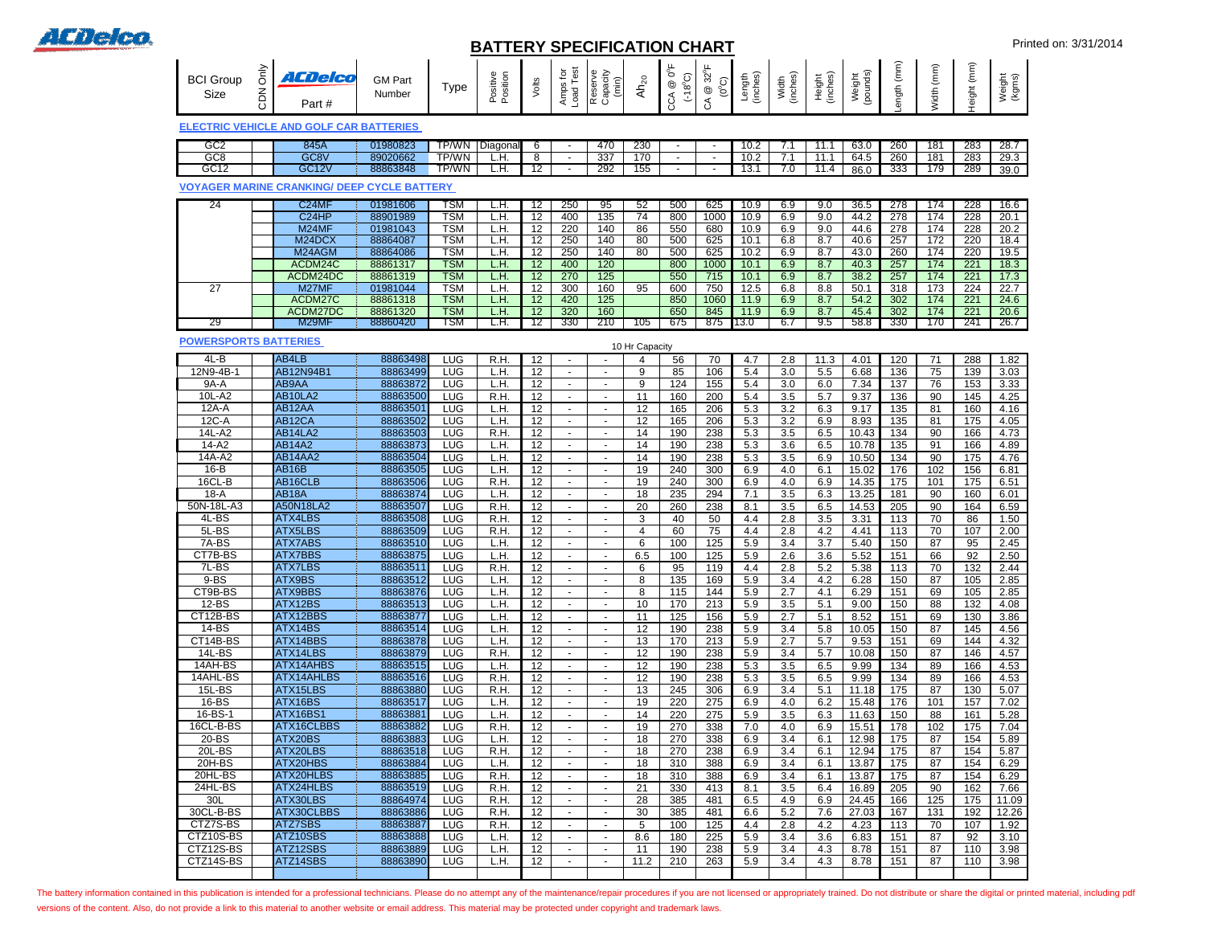## BATTERY SPECIFICATION CHART

| BCI Group Size | CDN Only | ACDelco Part # | GM Part Number | Type | Positive Position | Volts | Amps for Load Test | Reserve Capacity (min) | $Ah_{20}$ | CCA @ 0°F (-18°C) | CA @ 32°F (0°C) | Length (inches) | Width (inches) | Height (inches) | Weight (pounds) | Length (mm) | Width (mm) | Height (mm) | Weight (kgms) |
|---|---|---|---|---|---|---|---|---|---|---|---|---|---|---|---|---|---|---|---|
| **ELECTRIC VEHICLE AND GOLF CAR BATTERIES** | | | | | | | | | | | | | | | | | | | |
| GC2 | | 845A | 01980823 | TP/WN | Diagonal | 6 | - | 470 | 230 | - | - | 10.2 | 7.1 | 11.1 | 63.0 | 260 | 181 | 283 | 28.7 |
| GC8 | | GC8V | 89020662 | TP/WN | L.H. | 8 | - | 337 | 170 | - | - | 10.2 | 7.1 | 11.1 | 64.5 | 260 | 181 | 283 | 29.3 |
| GC12 | | GC12V | 88863848 | TP/WN | L.H. | 12 | - | 292 | 155 | - | - | 13.1 | 7.0 | 11.4 | 86.0 | 333 | 179 | 289 | 39.0 |
| **VOYAGER MARINE CRANKING/ DEEP CYCLE BATTERY** | | | | | | | | | | | | | | | | | | | |
| 24 | | C24MF | 01981606 | TSM | L.H. | 12 | 250 | 95 | 52 | 500 | 625 | 10.9 | 6.9 | 9.0 | 36.5 | 278 | 174 | 228 | 16.6 |
| | | C24HP | 88901989 | TSM | L.H. | 12 | 400 | 135 | 74 | 800 | 1000 | 10.9 | 6.9 | 9.0 | 44.2 | 278 | 174 | 228 | 20.1 |
| | | M24MF | 01981043 | TSM | L.H. | 12 | 220 | 140 | 86 | 550 | 680 | 10.9 | 6.9 | 9.0 | 44.6 | 278 | 174 | 228 | 20.2 |
| | | M24DCX | 88864087 | TSM | L.H. | 12 | 250 | 140 | 80 | 500 | 625 | 10.1 | 6.8 | 8.7 | 40.6 | 257 | 172 | 220 | 18.4 |
| | | M24AGM | 88864086 | TSM | L.H. | 12 | 250 | 140 | 80 | 500 | 625 | 10.2 | 6.9 | 8.7 | 43.0 | 260 | 174 | 220 | 19.5 |
| | | ACDM24C | 88861317 | TSM | L.H. | 12 | 400 | 120 | | 800 | 1000 | 10.1 | 6.9 | 8.7 | 40.3 | 257 | 174 | 221 | 18.3 |
| | | ACDM24DC | 88861319 | TSM | L.H. | 12 | 270 | 125 | | 550 | 715 | 10.1 | 6.9 | 8.7 | 38.2 | 257 | 174 | 221 | 17.3 |
| 27 | | M27MF | 01981044 | TSM | L.H. | 12 | 300 | 160 | 95 | 600 | 750 | 12.5 | 6.8 | 8.8 | 50.1 | 318 | 173 | 224 | 22.7 |
| | | ACDM27C | 88861318 | TSM | L.H. | 12 | 420 | 125 | | 850 | 1060 | 11.9 | 6.9 | 8.7 | 54.2 | 302 | 174 | 221 | 24.6 |
| | | ACDM27DC | 88861320 | TSM | L.H. | 12 | 320 | 160 | | 650 | 845 | 11.9 | 6.9 | 8.7 | 45.4 | 302 | 174 | 221 | 20.6 |
| 29 | | M29MF | 88860420 | TSM | L.H. | 12 | 330 | 210 | 105 | 675 | 875 | 13.0 | 6.7 | 9.5 | 58.8 | 330 | 170 | 241 | 26.7 |
| **POWERSPORTS BATTERIES** | | | | | | | | | 10 Hr Capacity | | | | | | | | | | |
| 4L-B | | AB4LB | 88863498 | LUG | R.H. | 12 | - | - | 4 | 56 | 70 | 4.7 | 2.8 | 11.3 | 4.01 | 120 | 71 | 288 | 1.82 |
| 12N9-4B-1 | | AB12N94B1 | 88863499 | LUG | L.H. | 12 | - | - | 9 | 85 | 106 | 5.4 | 3.0 | 5.5 | 6.68 | 136 | 75 | 139 | 3.03 |
| 9A-A | | AB9AA | 88863872 | LUG | L.H. | 12 | - | - | 9 | 124 | 155 | 5.4 | 3.0 | 6.0 | 7.34 | 137 | 76 | 153 | 3.33 |
| 10L-A2 | | AB10LA2 | 88863500 | LUG | R.H. | 12 | - | - | 11 | 160 | 200 | 5.4 | 3.5 | 5.7 | 9.37 | 136 | 90 | 145 | 4.25 |
| 12A-A | | AB12AA | 88863501 | LUG | L.H. | 12 | - | - | 12 | 165 | 206 | 5.3 | 3.2 | 6.3 | 9.17 | 135 | 81 | 160 | 4.16 |
| 12C-A | | AB12CA | 88863502 | LUG | L.H. | 12 | - | - | 12 | 165 | 206 | 5.3 | 3.2 | 6.9 | 8.93 | 135 | 81 | 175 | 4.05 |
| 14L-A2 | | AB14LA2 | 88863503 | LUG | R.H. | 12 | - | - | 14 | 190 | 238 | 5.3 | 3.5 | 6.5 | 10.43 | 134 | 90 | 166 | 4.73 |
| 14-A2 | | AB14A2 | 88863873 | LUG | L.H. | 12 | - | - | 14 | 190 | 238 | 5.3 | 3.6 | 6.5 | 10.78 | 135 | 91 | 166 | 4.89 |
| 14A-A2 | | AB14AA2 | 88863504 | LUG | L.H. | 12 | - | - | 14 | 190 | 238 | 5.3 | 3.5 | 6.9 | 10.50 | 134 | 90 | 175 | 4.76 |
| 16-B | | AB16B | 88863505 | LUG | L.H. | 12 | - | - | 19 | 240 | 300 | 6.9 | 4.0 | 6.1 | 15.02 | 176 | 102 | 156 | 6.81 |
| 16CL-B | | AB16CLB | 88863506 | LUG | R.H. | 12 | - | - | 19 | 240 | 300 | 6.9 | 4.0 | 6.9 | 14.35 | 175 | 101 | 175 | 6.51 |
| 18-A | | AB18A | 88863874 | LUG | L.H. | 12 | - | - | 18 | 235 | 294 | 7.1 | 3.5 | 6.3 | 13.25 | 181 | 90 | 160 | 6.01 |
| 50N-18L-A3 | | A50N18LA2 | 88863507 | LUG | R.H. | 12 | - | - | 20 | 260 | 238 | 8.1 | 3.5 | 6.5 | 14.53 | 205 | 90 | 164 | 6.59 |
| 4L-BS | | ATX4LBS | 88863508 | LUG | R.H. | 12 | - | - | 3 | 40 | 50 | 4.4 | 2.8 | 3.5 | 3.31 | 113 | 70 | 86 | 1.50 |
| 5L-BS | | ATX5LBS | 88863509 | LUG | R.H. | 12 | - | - | 4 | 60 | 75 | 4.4 | 2.8 | 4.2 | 4.41 | 113 | 70 | 107 | 2.00 |
| 7A-BS | | ATX7ABS | 88863510 | LUG | L.H. | 12 | - | - | 6 | 100 | 125 | 5.9 | 3.4 | 3.7 | 5.40 | 150 | 87 | 95 | 2.45 |
| CT7B-BS | | ATX7BBS | 88863875 | LUG | L.H. | 12 | - | - | 6.5 | 100 | 125 | 5.9 | 2.6 | 3.6 | 5.52 | 151 | 66 | 92 | 2.50 |
| 7L-BS | | ATX7LBS | 88863511 | LUG | R.H. | 12 | - | - | 6 | 95 | 119 | 4.4 | 2.8 | 5.2 | 5.38 | 113 | 70 | 132 | 2.44 |
| 9-BS | | ATX9BS | 88863512 | LUG | L.H. | 12 | - | - | 8 | 135 | 169 | 5.9 | 3.4 | 4.2 | 6.28 | 150 | 87 | 105 | 2.85 |
| CT9B-BS | | ATX9BBS | 88863876 | LUG | L.H. | 12 | - | - | 8 | 115 | 144 | 5.9 | 2.7 | 4.1 | 6.29 | 151 | 69 | 105 | 2.85 |
| 12-BS | | ATX12BS | 88863513 | LUG | L.H. | 12 | - | - | 10 | 170 | 213 | 5.9 | 3.5 | 5.1 | 9.00 | 150 | 88 | 132 | 4.08 |
| CT12B-BS | | ATX12BBS | 88863877 | LUG | L.H. | 12 | - | - | 11 | 125 | 156 | 5.9 | 2.7 | 5.1 | 8.52 | 151 | 69 | 130 | 3.86 |
| 14-BS | | ATX14BS | 88863514 | LUG | L.H. | 12 | - | - | 12 | 190 | 238 | 5.9 | 3.4 | 5.8 | 10.05 | 150 | 87 | 145 | 4.56 |
| CT14B-BS | | ATX14BBS | 88863878 | LUG | L.H. | 12 | - | - | 13 | 170 | 213 | 5.9 | 2.7 | 5.7 | 9.53 | 151 | 69 | 144 | 4.32 |
| 14L-BS | | ATX14LBS | 88863879 | LUG | R.H. | 12 | - | - | 12 | 190 | 238 | 5.9 | 3.4 | 5.7 | 10.08 | 150 | 87 | 146 | 4.57 |
| 14AH-BS | | ATX14AHBS | 88863515 | LUG | L.H. | 12 | - | - | 12 | 190 | 238 | 5.3 | 3.5 | 6.5 | 9.99 | 134 | 89 | 166 | 4.53 |
| 14AHL-BS | | ATX14AHLBS | 88863516 | LUG | R.H. | 12 | - | - | 12 | 190 | 238 | 5.3 | 3.5 | 6.5 | 9.99 | 134 | 89 | 166 | 4.53 |
| 15L-BS | | ATX15LBS | 88863880 | LUG | R.H. | 12 | - | - | 13 | 245 | 306 | 6.9 | 3.4 | 5.1 | 11.18 | 175 | 87 | 130 | 5.07 |
| 16-BS | | ATX16BS | 88863517 | LUG | L.H. | 12 | - | - | 19 | 220 | 275 | 6.9 | 4.0 | 6.2 | 15.48 | 176 | 101 | 157 | 7.02 |
| 16-BS-1 | | ATX16BS1 | 88863881 | LUG | L.H. | 12 | - | - | 14 | 220 | 275 | 5.9 | 3.5 | 6.3 | 11.63 | 150 | 88 | 161 | 5.28 |
| 16CL-B-BS | | ATX16CLBBS | 88863882 | LUG | R.H. | 12 | - | - | 19 | 270 | 338 | 7.0 | 4.0 | 6.9 | 15.51 | 178 | 102 | 175 | 7.04 |
| 20-BS | | ATX20BS | 88863883 | LUG | L.H. | 12 | - | - | 18 | 270 | 338 | 6.9 | 3.4 | 6.1 | 12.98 | 175 | 87 | 154 | 5.89 |
| 20L-BS | | ATX20LBS | 88863518 | LUG | R.H. | 12 | - | - | 18 | 270 | 238 | 6.9 | 3.4 | 6.1 | 12.94 | 175 | 87 | 154 | 5.87 |
| 20H-BS | | ATX20HBS | 88863884 | LUG | L.H. | 12 | - | - | 18 | 310 | 388 | 6.9 | 3.4 | 6.1 | 13.87 | 175 | 87 | 154 | 6.29 |
| 20HL-BS | | ATX20HLBS | 88863885 | LUG | R.H. | 12 | - | - | 18 | 310 | 388 | 6.9 | 3.4 | 6.1 | 13.87 | 175 | 87 | 154 | 6.29 |
| 24HL-BS | | ATX24HLBS | 88863519 | LUG | R.H. | 12 | - | - | 21 | 330 | 413 | 8.1 | 3.5 | 6.4 | 16.89 | 205 | 90 | 162 | 7.66 |
| 30L | | ATX30LBS | 88864974 | LUG | R.H. | 12 | - | - | 28 | 385 | 481 | 6.5 | 4.9 | 6.9 | 24.45 | 166 | 125 | 175 | 11.09 |
| 30CL-B-BS | | ATX30CLBBS | 88863886 | LUG | R.H. | 12 | - | - | 30 | 385 | 481 | 6.6 | 5.2 | 7.6 | 27.03 | 167 | 131 | 192 | 12.26 |
| CTZ7S-BS | | ATZ7SBS | 88863887 | LUG | R.H. | 12 | - | - | 5 | 100 | 125 | 4.4 | 2.8 | 4.2 | 4.23 | 113 | 70 | 107 | 1.92 |
| CTZ10S-BS | | ATZ10SBS | 88863888 | LUG | L.H. | 12 | - | - | 8.6 | 180 | 225 | 5.9 | 3.4 | 3.6 | 6.83 | 151 | 87 | 92 | 3.10 |
| CTZ12S-BS | | ATZ12SBS | 88863889 | LUG | L.H. | 12 | - | - | 11 | 190 | 238 | 5.9 | 3.4 | 4.3 | 8.78 | 151 | 87 | 110 | 3.98 |
| CTZ14S-BS | | ATZ14SBS | 88863890 | LUG | L.H. | 12 | - | - | 11.2 | 210 | 263 | 5.9 | 3.4 | 4.3 | 8.78 | 151 | 87 | 110 | 3.98 |

The battery information contained in this publication is intended for a professional technicians. Please do no attempt any of the maintenance/repair procedures if you are not licensed or appropriately trained. Do not distribute or share the digital or printed material, including pdf versions of the content. Also, do not provide a link to this material to another website or email address. This material may be protected under copyright and trademark laws.